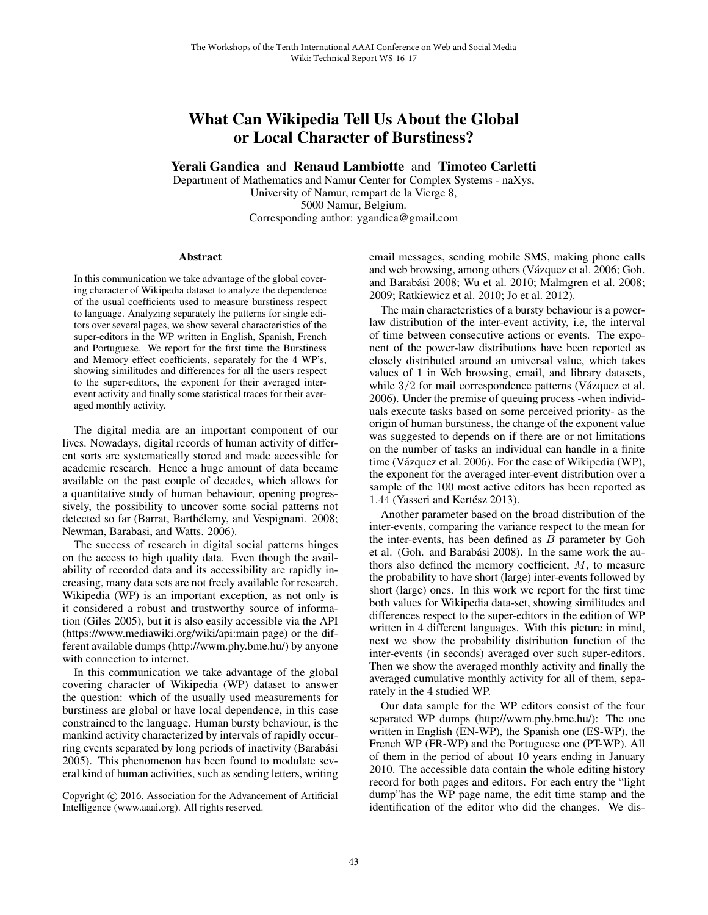# What Can Wikipedia Tell Us About the Global or Local Character of Burstiness?

**Yerali Gandica** and **Renaud Lambiotte** and **Timoteo Carletti**

Department of Mathematics and Namur Center for Complex Systems - naXys,
University of Namur, rempart de la Vierge 8,
5000 Namur, Belgium.
Corresponding author: ygandica@gmail.com

## Abstract

In this communication we take advantage of the global covering character of Wikipedia dataset to analyze the dependence of the usual coefficients used to measure burstiness respect to language. Analyzing separately the patterns for single editors over several pages, we show several characteristics of the super-editors in the WP written in English, Spanish, French and Portuguese. We report for the first time the Burstiness and Memory effect coefficients, separately for the 4 WP's, showing similitudes and differences for all the users respect to the super-editors, the exponent for their averaged inter-event activity and finally some statistical traces for their averaged monthly activity.

The digital media are an important component of our lives. Nowadays, digital records of human activity of different sorts are systematically stored and made accessible for academic research. Hence a huge amount of data became available on the past couple of decades, which allows for a quantitative study of human behaviour, opening progressively, the possibility to uncover some social patterns not detected so far (Barrat, Barthélemy, and Vespignani. 2008; Newman, Barabasi, and Watts. 2006).

The success of research in digital social patterns hinges on the access to high quality data. Even though the availability of recorded data and its accessibility are rapidly increasing, many data sets are not freely available for research. Wikipedia (WP) is an important exception, as not only is it considered a robust and trustworthy source of information (Giles 2005), but it is also easily accessible via the API (https://www.mediawiki.org/wiki/api:main page) or the different available dumps (http://wwm.phy.bme.hu/) by anyone with connection to internet.

In this communication we take advantage of the global covering character of Wikipedia (WP) dataset to answer the question: which of the usually used measurements for burstiness are global or have local dependence, in this case constrained to the language. Human bursty behaviour, is the mankind activity characterized by intervals of rapidly occurring events separated by long periods of inactivity (Barabási 2005). This phenomenon has been found to modulate several kind of human activities, such as sending letters, writing email messages, sending mobile SMS, making phone calls and web browsing, among others (Vázquez et al. 2006; Goh. and Barabási 2008; Wu et al. 2010; Malmgren et al. 2008; 2009; Ratkiewicz et al. 2010; Jo et al. 2012).

The main characteristics of a bursty behaviour is a power-law distribution of the inter-event activity, i.e, the interval of time between consecutive actions or events. The exponent of the power-law distributions have been reported as closely distributed around an universal value, which takes values of 1 in Web browsing, email, and library datasets, while $3/2$ for mail correspondence patterns (Vázquez et al. 2006). Under the premise of queuing process -when individuals execute tasks based on some perceived priority- as the origin of human burstiness, the change of the exponent value was suggested to depends on if there are or not limitations on the number of tasks an individual can handle in a finite time (Vázquez et al. 2006). For the case of Wikipedia (WP), the exponent for the averaged inter-event distribution over a sample of the 100 most active editors has been reported as $1.44$ (Yasseri and Kertész 2013).

Another parameter based on the broad distribution of the inter-events, comparing the variance respect to the mean for the inter-events, has been defined as $B$ parameter by Goh et al. (Goh. and Barabási 2008). In the same work the authors also defined the memory coefficient, $M$, to measure the probability to have short (large) inter-events followed by short (large) ones. In this work we report for the first time both values for Wikipedia data-set, showing similitudes and differences respect to the super-editors in the edition of WP written in 4 different languages. With this picture in mind, next we show the probability distribution function of the inter-events (in seconds) averaged over such super-editors. Then we show the averaged monthly activity and finally the averaged cumulative monthly activity for all of them, separately in the 4 studied WP.

Our data sample for the WP editors consist of the four separated WP dumps (http://wwm.phy.bme.hu/): The one written in English (EN-WP), the Spanish one (ES-WP), the French WP (FR-WP) and the Portuguese one (PT-WP). All of them in the period of about 10 years ending in January 2010. The accessible data contain the whole editing history record for both pages and editors. For each entry the "light dump"has the WP page name, the edit time stamp and the identification of the editor who did the changes. We dis-

Copyright © 2016, Association for the Advancement of Artificial Intelligence (www.aaai.org). All rights reserved.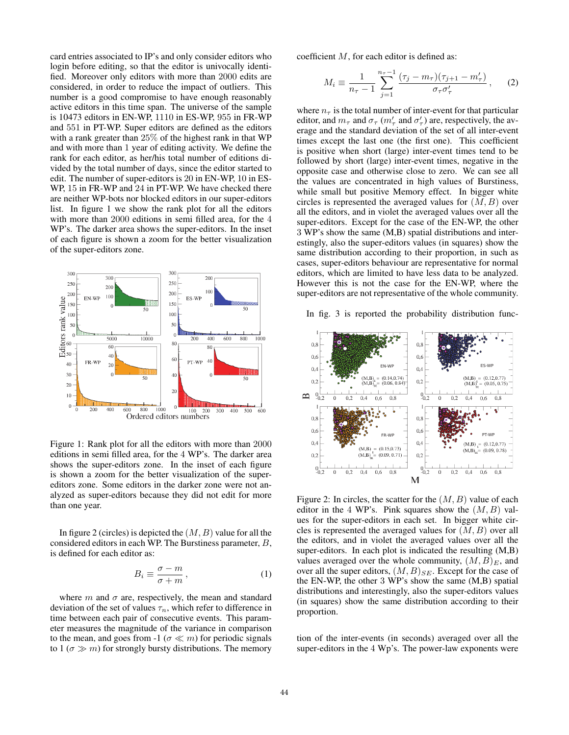card entries associated to IP's and only consider editors who login before editing, so that the editor is univocally identified. Moreover only editors with more than 2000 edits are considered, in order to reduce the impact of outliers. This number is a good compromise to have enough reasonably active editors in this time span. The universe of the sample is 10473 editors in EN-WP, 1110 in ES-WP, 955 in FR-WP and 551 in PT-WP. Super editors are defined as the editors with a rank greater than 25% of the highest rank in that WP and with more than 1 year of editing activity. We define the rank for each editor, as her/his total number of editions divided by the total number of days, since the editor started to edit. The number of super-editors is 20 in EN-WP, 10 in ES-WP, 15 in FR-WP and 24 in PT-WP. We have checked there are neither WP-bots nor blocked editors in our super-editors list. In figure 1 we show the rank plot for all the editors with more than 2000 editions in semi filled area, for the 4 WP's. The darker area shows the super-editors. In the inset of each figure is shown a zoom for the better visualization of the super-editors zone.

Editors rank value
Ordered editors numbers
EN-WP
ES-WP
FR-WP
PT-WP

Figure 1: Rank plot for all the editors with more than 2000 editions in semi filled area, for the 4 WP's. The darker area shows the super-editors zone. In the inset of each figure is shown a zoom for the better visualization of the super-editors zone. Some editors in the darker zone were not analyzed as super-editors because they did not edit for more than one year.

In figure 2 (circles) is depicted the $(M, B)$ value for all the considered editors in each WP. The Burstiness parameter, $B$, is defined for each editor as:

$$B_i \equiv \frac{\sigma - m}{\sigma + m}\,, \tag{1}$$

where $m$ and $\sigma$ are, respectively, the mean and standard deviation of the set of values $\tau_n$, which refer to difference in time between each pair of consecutive events. This parameter measures the magnitude of the variance in comparison to the mean, and goes from -1 ($\sigma \ll m$) for periodic signals to 1 ($\sigma \gg m$) for strongly bursty distributions. The memory coefficient $M$, for each editor is defined as:

$$M_i \equiv \frac{1}{n_\tau - 1} \sum_{j=1}^{n_\tau - 1} \frac{(\tau_j - m_\tau)(\tau_{j+1} - m'_\tau)}{\sigma_\tau \sigma'_\tau}\,, \tag{2}$$

where $n_\tau$ is the total number of inter-event for that particular editor, and $m_\tau$ and $\sigma_\tau$ ($m'_\tau$ and $\sigma'_\tau$) are, respectively, the average and the standard deviation of the set of all inter-event times except the last one (the first one). This coefficient is positive when short (large) inter-event times tend to be followed by short (large) inter-event times, negative in the opposite case and otherwise close to zero. We can see all the values are concentrated in high values of Burstiness, while small but positive Memory effect. In bigger white circles is represented the averaged values for $(M, B)$ over all the editors, and in violet the averaged values over all the super-editors. Except for the case of the EN-WP, the other 3 WP's show the same (M,B) spatial distributions and interestingly, also the super-editors values (in squares) show the same distribution according to their proportion, in such as cases, super-editors behaviour are representative for normal editors, which are limited to have less data to be analyzed. However this is not the case for the EN-WP, where the super-editors are not representative of the whole community.

B
M
EN-WP $(M,B)_E = (0.14,0.74)$ $(M,B)_{SE} = (0.06, 0.84)$
ES-WP $(M,B)_E = (0.12,0.77)$ $(M,B)_{SE} = (0.05, 0.75)$
FR-WP $(M,B)_E = (0.15,0.73)$ $(M,B)_{SE} = (0.09, 0.71)$
PT-WP $(M,B)_E = (0.12,0.77)$ $(M,B)_{SE} = (0.09, 0.78)$

Figure 2: In circles, the scatter for the $(M, B)$ value of each editor in the 4 WP's. Pink squares show the $(M, B)$ values for the super-editors in each set. In bigger white circles is represented the averaged values for $(M, B)$ over all the editors, and in violet the averaged values over all the super-editors. In each plot is indicated the resulting (M,B) values averaged over the whole community, $(M, B)_E$, and over all the super editors, $(M, B)_{SE}$. Except for the case of the EN-WP, the other 3 WP's show the same (M,B) spatial distributions and interestingly, also the super-editors values (in squares) show the same distribution according to their proportion.

In fig. 3 is reported the probability distribution function of the inter-events (in seconds) averaged over all the super-editors in the 4 Wp's. The power-law exponents were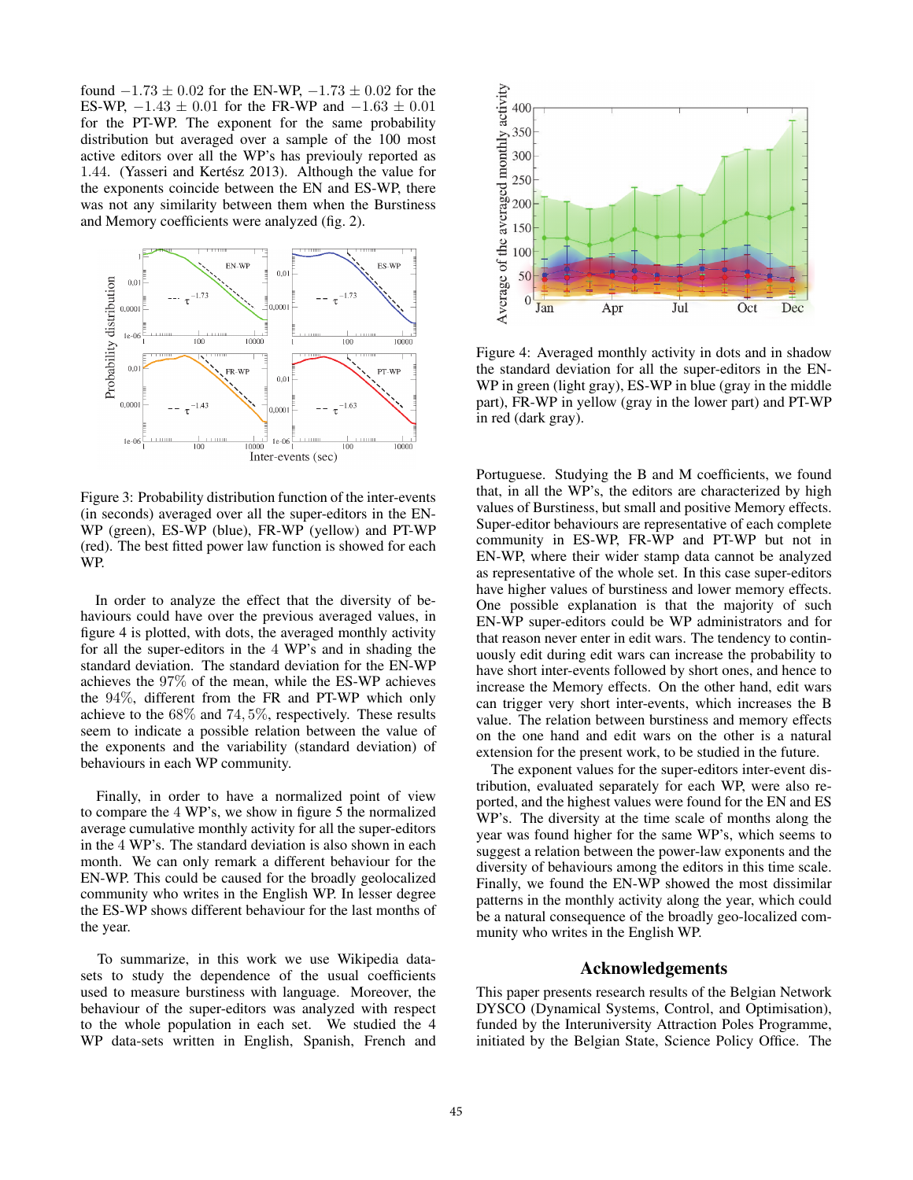found $-1.73 \pm 0.02$ for the EN-WP, $-1.73 \pm 0.02$ for the ES-WP, $-1.43 \pm 0.01$ for the FR-WP and $-1.63 \pm 0.01$ for the PT-WP. The exponent for the same probability distribution but averaged over a sample of the 100 most active editors over all the WP's has previouly reported as 1.44. (Yasseri and Kertész 2013). Although the value for the exponents coincide between the EN and ES-WP, there was not any similarity between them when the Burstiness and Memory coefficients were analyzed (fig. 2).

Probability distribution

EN-WP
$\tau^{-1.73}$

ES-WP
$\tau^{-1.73}$

FR-WP
$\tau^{-1.43}$

PT-WP
$\tau^{-1.63}$

Inter-events (sec)

Figure 3: Probability distribution function of the inter-events (in seconds) averaged over all the super-editors in the EN-WP (green), ES-WP (blue), FR-WP (yellow) and PT-WP (red). The best fitted power law function is showed for each WP.

In order to analyze the effect that the diversity of behaviours could have over the previous averaged values, in figure 4 is plotted, with dots, the averaged monthly activity for all the super-editors in the 4 WP's and in shading the standard deviation. The standard deviation for the EN-WP achieves the 97% of the mean, while the ES-WP achieves the 94%, different from the FR and PT-WP which only achieve to the 68% and 74,5%, respectively. These results seem to indicate a possible relation between the value of the exponents and the variability (standard deviation) of behaviours in each WP community.

Finally, in order to have a normalized point of view to compare the 4 WP's, we show in figure 5 the normalized average cumulative monthly activity for all the super-editors in the 4 WP's. The standard deviation is also shown in each month. We can only remark a different behaviour for the EN-WP. This could be caused for the broadly geolocalized community who writes in the English WP. In lesser degree the ES-WP shows different behaviour for the last months of the year.

To summarize, in this work we use Wikipedia datasets to study the dependence of the usual coefficients used to measure burstiness with language. Moreover, the behaviour of the super-editors was analyzed with respect to the whole population in each set. We studied the 4 WP data-sets written in English, Spanish, French and Portuguese. Studying the B and M coefficients, we found that, in all the WP's, the editors are characterized by high values of Burstiness, but small and positive Memory effects. Super-editor behaviours are representative of each complete community in ES-WP, FR-WP and PT-WP but not in EN-WP, where their wider stamp data cannot be analyzed as representative of the whole set. In this case super-editors have higher values of burstiness and lower memory effects. One possible explanation is that the majority of such EN-WP super-editors could be WP administrators and for that reason never enter in edit wars. The tendency to continuously edit during edit wars can increase the probability to have short inter-events followed by short ones, and hence to increase the Memory effects. On the other hand, edit wars can trigger very short inter-events, which increases the B value. The relation between burstiness and memory effects on the one hand and edit wars on the other is a natural extension for the present work, to be studied in the future.

Average of the averaged monthly activity

Jan Apr Jul Oct Dec

Figure 4: Averaged monthly activity in dots and in shadow the standard deviation for all the super-editors in the EN-WP in green (light gray), ES-WP in blue (gray in the middle part), FR-WP in yellow (gray in the lower part) and PT-WP in red (dark gray).

The exponent values for the super-editors inter-event distribution, evaluated separately for each WP, were also reported, and the highest values were found for the EN and ES WP's. The diversity at the time scale of months along the year was found higher for the same WP's, which seems to suggest a relation between the power-law exponents and the diversity of behaviours among the editors in this time scale. Finally, we found the EN-WP showed the most dissimilar patterns in the monthly activity along the year, which could be a natural consequence of the broadly geo-localized community who writes in the English WP.

## Acknowledgements

This paper presents research results of the Belgian Network DYSCO (Dynamical Systems, Control, and Optimisation), funded by the Interuniversity Attraction Poles Programme, initiated by the Belgian State, Science Policy Office. The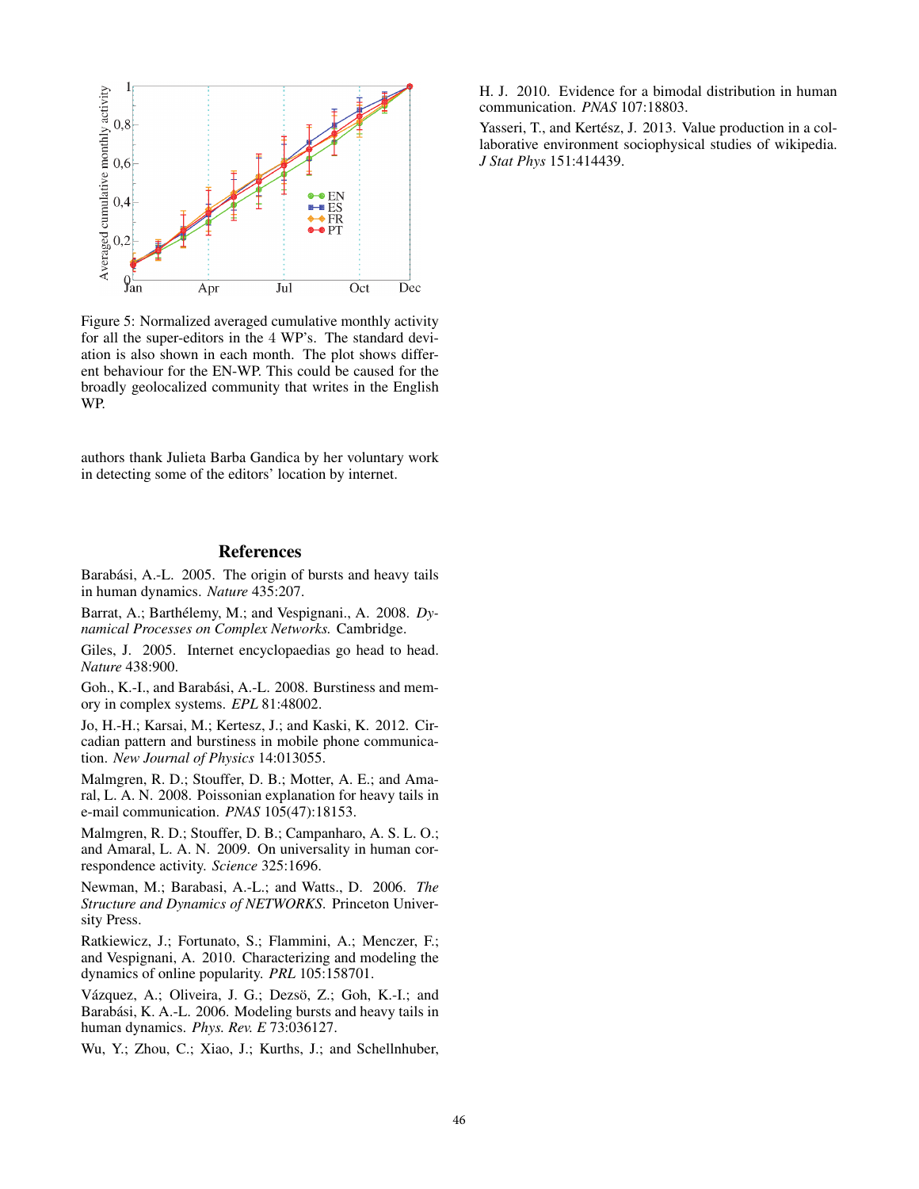Averaged cumulative monthly activity

1
0,8
0,6
0,4
0,2
0

Jan
Apr
Jul
Oct
Dec

EN
ES
FR
PT

Figure 5: Normalized averaged cumulative monthly activity for all the super-editors in the 4 WP's. The standard deviation is also shown in each month. The plot shows different behaviour for the EN-WP. This could be caused for the broadly geolocalized community that writes in the English WP.

authors thank Julieta Barba Gandica by her voluntary work in detecting some of the editors' location by internet.

## References

Barabási, A.-L. 2005. The origin of bursts and heavy tails in human dynamics. *Nature* 435:207.

Barrat, A.; Barthélemy, M.; and Vespignani., A. 2008. *Dynamical Processes on Complex Networks.* Cambridge.

Giles, J. 2005. Internet encyclopaedias go head to head. *Nature* 438:900.

Goh., K.-I., and Barabási, A.-L. 2008. Burstiness and memory in complex systems. *EPL* 81:48002.

Jo, H.-H.; Karsai, M.; Kertesz, J.; and Kaski, K. 2012. Circadian pattern and burstiness in mobile phone communication. *New Journal of Physics* 14:013055.

Malmgren, R. D.; Stouffer, D. B.; Motter, A. E.; and Amaral, L. A. N. 2008. Poissonian explanation for heavy tails in e-mail communication. *PNAS* 105(47):18153.

Malmgren, R. D.; Stouffer, D. B.; Campanharo, A. S. L. O.; and Amaral, L. A. N. 2009. On universality in human correspondence activity. *Science* 325:1696.

Newman, M.; Barabasi, A.-L.; and Watts., D. 2006. *The Structure and Dynamics of NETWORKS.* Princeton University Press.

Ratkiewicz, J.; Fortunato, S.; Flammini, A.; Menczer, F.; and Vespignani, A. 2010. Characterizing and modeling the dynamics of online popularity. *PRL* 105:158701.

Vázquez, A.; Oliveira, J. G.; Dezsö, Z.; Goh, K.-I.; and Barabási, K. A.-L. 2006. Modeling bursts and heavy tails in human dynamics. *Phys. Rev. E* 73:036127.

Wu, Y.; Zhou, C.; Xiao, J.; Kurths, J.; and Schellnhuber, H. J. 2010. Evidence for a bimodal distribution in human communication. *PNAS* 107:18803.

Yasseri, T., and Kertész, J. 2013. Value production in a collaborative environment sociophysical studies of wikipedia. *J Stat Phys* 151:414439.